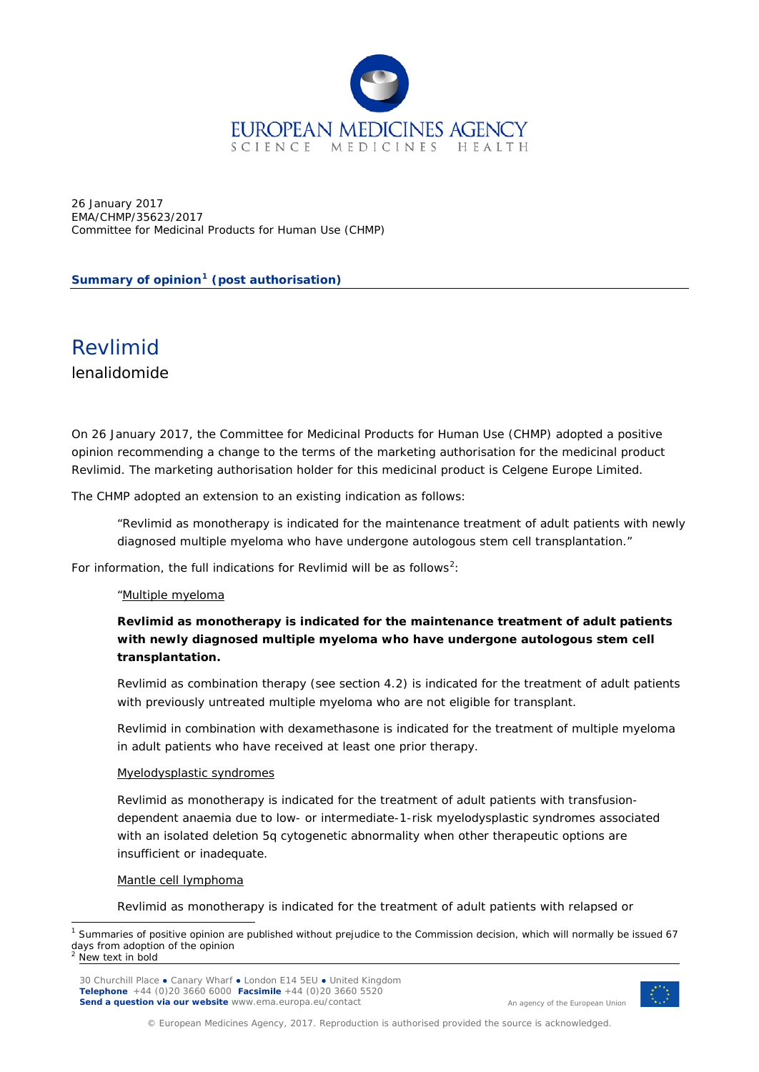EUROPEAN MEDICINES AGENCY
SCIENCE MEDICINES HEALTH

26 January 2017
EMA/CHMP/35623/2017
Committee for Medicinal Products for Human Use (CHMP)

**Summary of opinion[1] (post authorisation)**

# Revlimid

lenalidomide

On 26 January 2017, the Committee for Medicinal Products for Human Use (CHMP) adopted a positive opinion recommending a change to the terms of the marketing authorisation for the medicinal product Revlimid. The marketing authorisation holder for this medicinal product is Celgene Europe Limited.

The CHMP adopted an extension to an existing indication as follows:

> "Revlimid as monotherapy is indicated for the maintenance treatment of adult patients with newly diagnosed multiple myeloma who have undergone autologous stem cell transplantation."

For information, the full indications for Revlimid will be as follows[2]:

> "Multiple myeloma
>
> **Revlimid as monotherapy is indicated for the maintenance treatment of adult patients with newly diagnosed multiple myeloma who have undergone autologous stem cell transplantation.**
>
> Revlimid as combination therapy (see section 4.2) is indicated for the treatment of adult patients with previously untreated multiple myeloma who are not eligible for transplant.
>
> Revlimid in combination with dexamethasone is indicated for the treatment of multiple myeloma in adult patients who have received at least one prior therapy.
>
> Myelodysplastic syndromes
>
> Revlimid as monotherapy is indicated for the treatment of adult patients with transfusion-dependent anaemia due to low- or intermediate-1-risk myelodysplastic syndromes associated with an isolated deletion 5q cytogenetic abnormality when other therapeutic options are insufficient or inadequate.
>
> Mantle cell lymphoma
>
> Revlimid as monotherapy is indicated for the treatment of adult patients with relapsed or

[1] Summaries of positive opinion are published without prejudice to the Commission decision, which will normally be issued 67 days from adoption of the opinion

[2] New text in bold

30 Churchill Place ● Canary Wharf ● London E14 5EU ● United Kingdom
**Telephone** +44 (0)20 3660 6000 **Facsimile** +44 (0)20 3660 5520
**Send a question via our website** www.ema.europa.eu/contact

An agency of the European Union

© European Medicines Agency, 2017. Reproduction is authorised provided the source is acknowledged.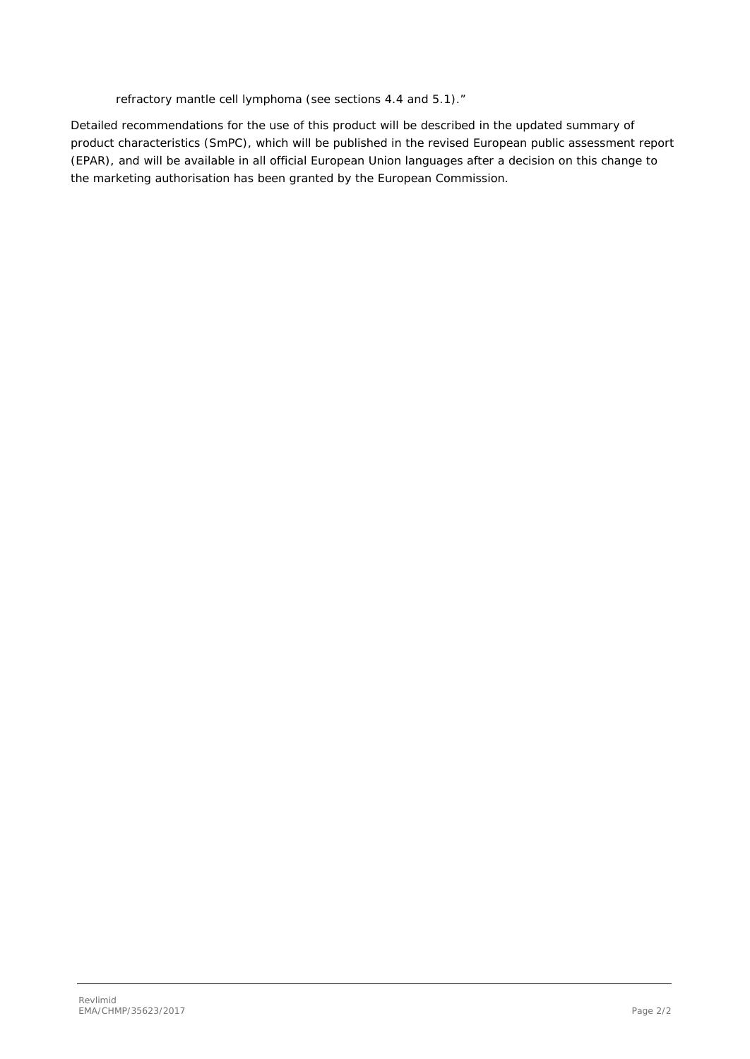refractory mantle cell lymphoma (see sections 4.4 and 5.1)."

Detailed recommendations for the use of this product will be described in the updated summary of product characteristics (SmPC), which will be published in the revised European public assessment report (EPAR), and will be available in all official European Union languages after a decision on this change to the marketing authorisation has been granted by the European Commission.